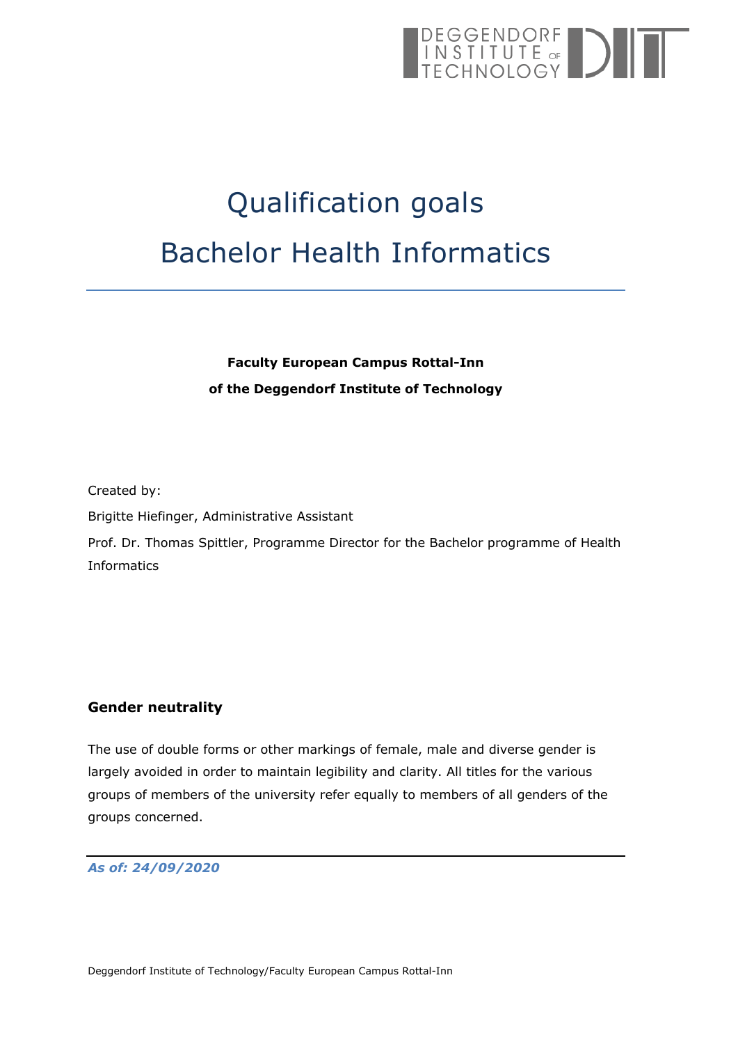# Qualification goals

# Bachelor Health Informatics

**Faculty European Campus Rottal-Inn**

**of the Deggendorf Institute of Technology**

Created by:

Brigitte Hiefinger, Administrative Assistant

Prof. Dr. Thomas Spittler, Programme Director for the Bachelor programme of Health Informatics

## Gender neutrality

The use of double forms or other markings of female, male and diverse gender is largely avoided in order to maintain legibility and clarity. All titles for the various groups of members of the university refer equally to members of all genders of the groups concerned.

***As of: 24/09/2020***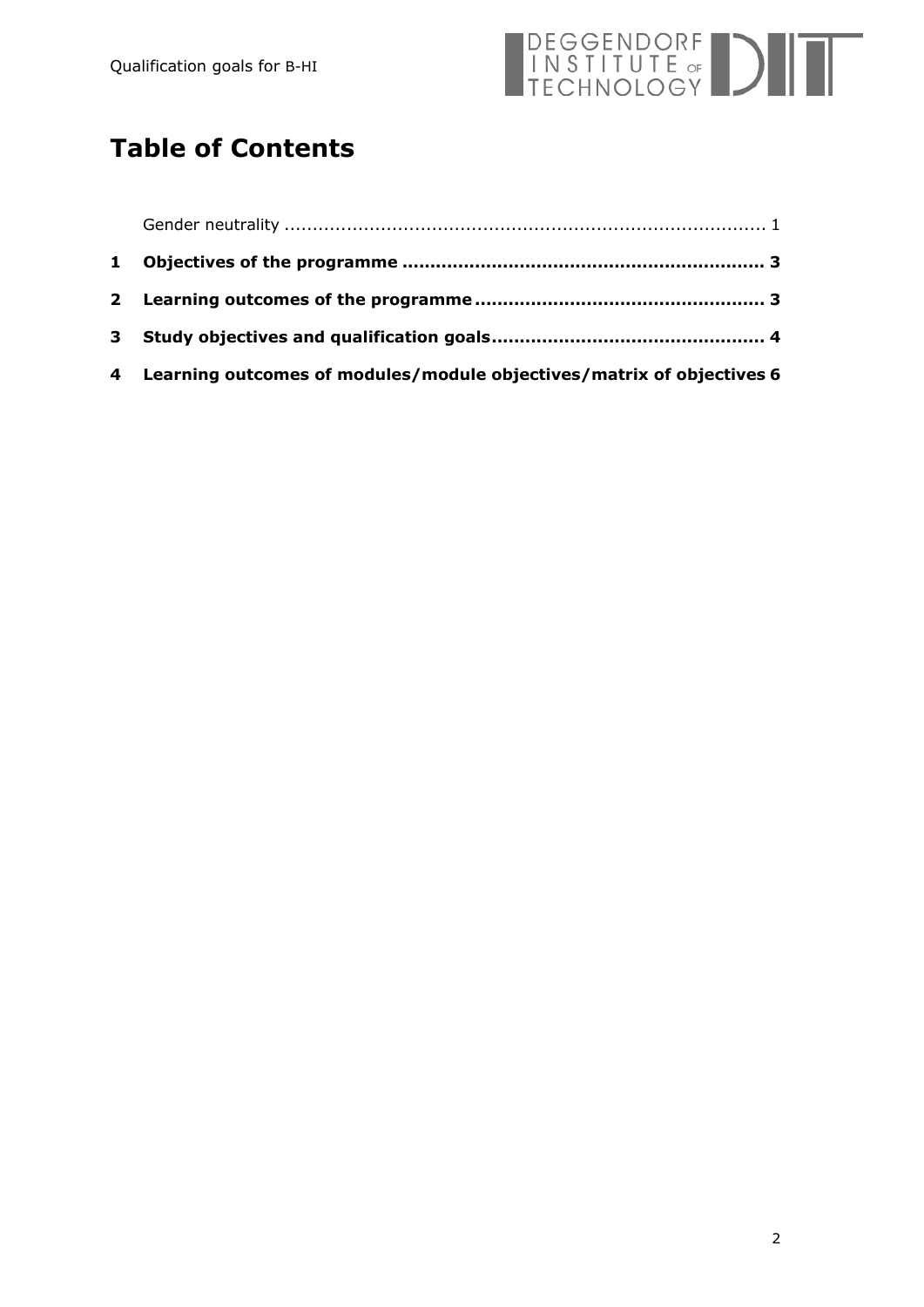# Table of Contents

| | | |
|---|---|---|
| | Gender neutrality | 1 |
| **1** | **Objectives of the programme** | **3** |
| **2** | **Learning outcomes of the programme** | **3** |
| **3** | **Study objectives and qualification goals** | **4** |
| **4** | **Learning outcomes of modules/module objectives/matrix of objectives** | **6** |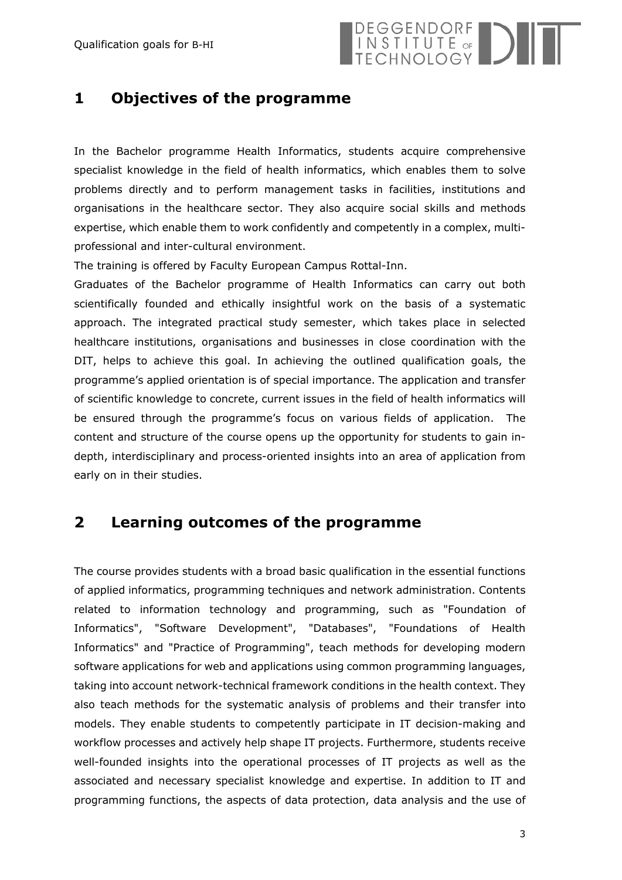# 1 Objectives of the programme

In the Bachelor programme Health Informatics, students acquire comprehensive specialist knowledge in the field of health informatics, which enables them to solve problems directly and to perform management tasks in facilities, institutions and organisations in the healthcare sector. They also acquire social skills and methods expertise, which enable them to work confidently and competently in a complex, multi-professional and inter-cultural environment.

The training is offered by Faculty European Campus Rottal-Inn.

Graduates of the Bachelor programme of Health Informatics can carry out both scientifically founded and ethically insightful work on the basis of a systematic approach. The integrated practical study semester, which takes place in selected healthcare institutions, organisations and businesses in close coordination with the DIT, helps to achieve this goal. In achieving the outlined qualification goals, the programme's applied orientation is of special importance. The application and transfer of scientific knowledge to concrete, current issues in the field of health informatics will be ensured through the programme's focus on various fields of application. The content and structure of the course opens up the opportunity for students to gain in-depth, interdisciplinary and process-oriented insights into an area of application from early on in their studies.

# 2 Learning outcomes of the programme

The course provides students with a broad basic qualification in the essential functions of applied informatics, programming techniques and network administration. Contents related to information technology and programming, such as "Foundation of Informatics", "Software Development", "Databases", "Foundations of Health Informatics" and "Practice of Programming", teach methods for developing modern software applications for web and applications using common programming languages, taking into account network-technical framework conditions in the health context. They also teach methods for the systematic analysis of problems and their transfer into models. They enable students to competently participate in IT decision-making and workflow processes and actively help shape IT projects. Furthermore, students receive well-founded insights into the operational processes of IT projects as well as the associated and necessary specialist knowledge and expertise. In addition to IT and programming functions, the aspects of data protection, data analysis and the use of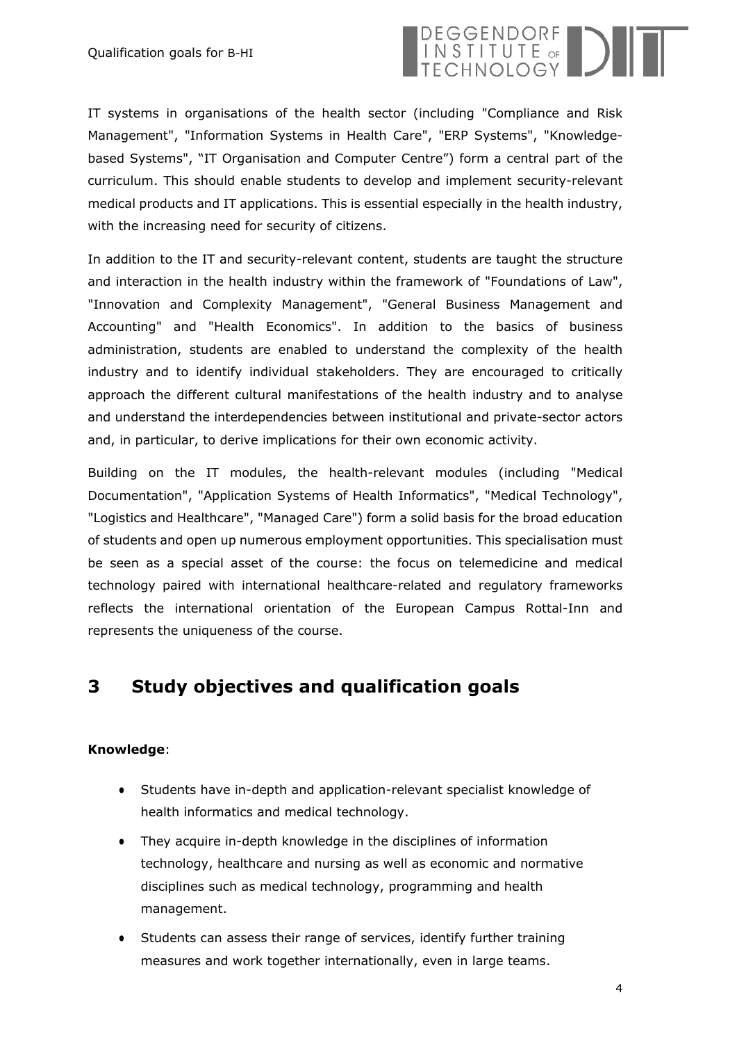IT systems in organisations of the health sector (including "Compliance and Risk Management", "Information Systems in Health Care", "ERP Systems", "Knowledge-based Systems", “IT Organisation and Computer Centre”) form a central part of the curriculum. This should enable students to develop and implement security-relevant medical products and IT applications. This is essential especially in the health industry, with the increasing need for security of citizens.

In addition to the IT and security-relevant content, students are taught the structure and interaction in the health industry within the framework of "Foundations of Law", "Innovation and Complexity Management", "General Business Management and Accounting" and "Health Economics". In addition to the basics of business administration, students are enabled to understand the complexity of the health industry and to identify individual stakeholders. They are encouraged to critically approach the different cultural manifestations of the health industry and to analyse and understand the interdependencies between institutional and private-sector actors and, in particular, to derive implications for their own economic activity.

Building on the IT modules, the health-relevant modules (including "Medical Documentation", "Application Systems of Health Informatics", "Medical Technology", "Logistics and Healthcare", "Managed Care") form a solid basis for the broad education of students and open up numerous employment opportunities. This specialisation must be seen as a special asset of the course: the focus on telemedicine and medical technology paired with international healthcare-related and regulatory frameworks reflects the international orientation of the European Campus Rottal-Inn and represents the uniqueness of the course.

# 3 Study objectives and qualification goals

**Knowledge**:

- Students have in-depth and application-relevant specialist knowledge of health informatics and medical technology.
- They acquire in-depth knowledge in the disciplines of information technology, healthcare and nursing as well as economic and normative disciplines such as medical technology, programming and health management.
- Students can assess their range of services, identify further training measures and work together internationally, even in large teams.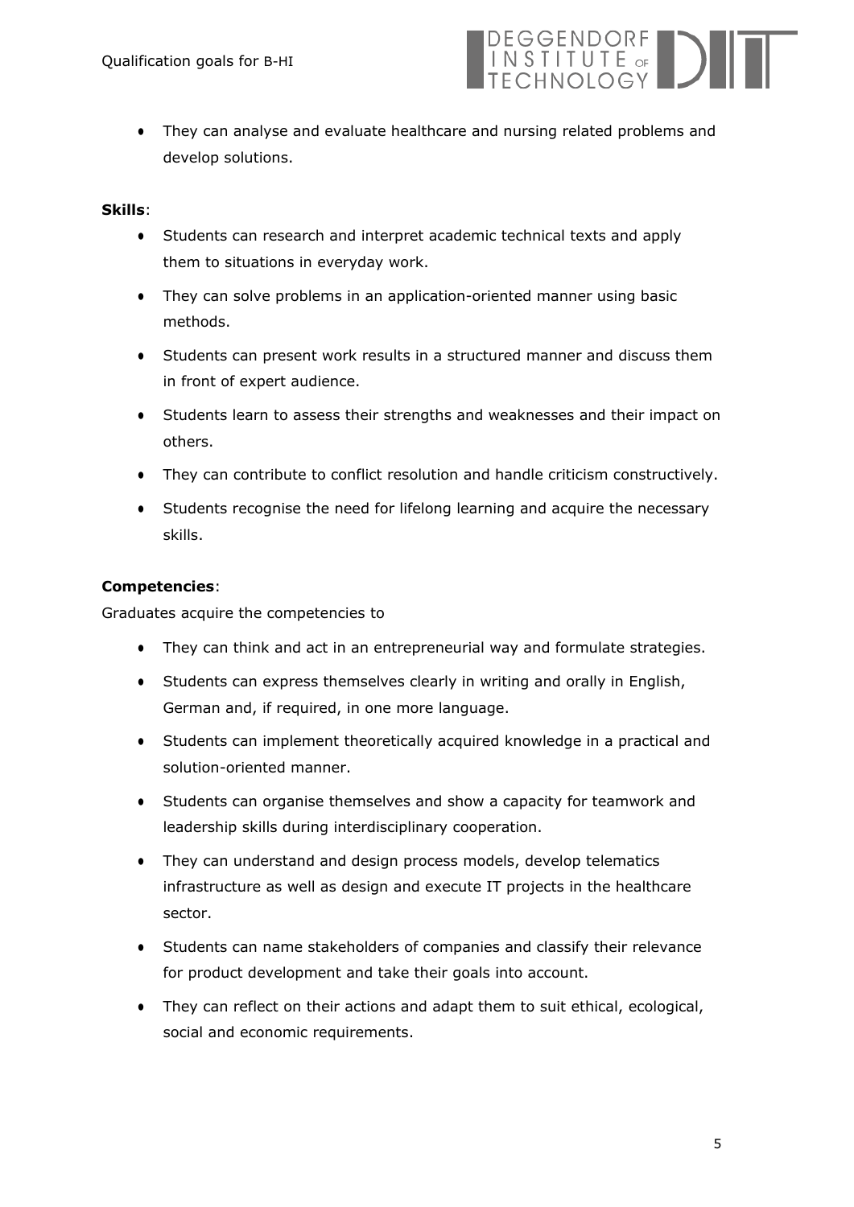- They can analyse and evaluate healthcare and nursing related problems and develop solutions.

**Skills**:

- Students can research and interpret academic technical texts and apply them to situations in everyday work.
- They can solve problems in an application-oriented manner using basic methods.
- Students can present work results in a structured manner and discuss them in front of expert audience.
- Students learn to assess their strengths and weaknesses and their impact on others.
- They can contribute to conflict resolution and handle criticism constructively.
- Students recognise the need for lifelong learning and acquire the necessary skills.

**Competencies**:

Graduates acquire the competencies to

- They can think and act in an entrepreneurial way and formulate strategies.
- Students can express themselves clearly in writing and orally in English, German and, if required, in one more language.
- Students can implement theoretically acquired knowledge in a practical and solution-oriented manner.
- Students can organise themselves and show a capacity for teamwork and leadership skills during interdisciplinary cooperation.
- They can understand and design process models, develop telematics infrastructure as well as design and execute IT projects in the healthcare sector.
- Students can name stakeholders of companies and classify their relevance for product development and take their goals into account.
- They can reflect on their actions and adapt them to suit ethical, ecological, social and economic requirements.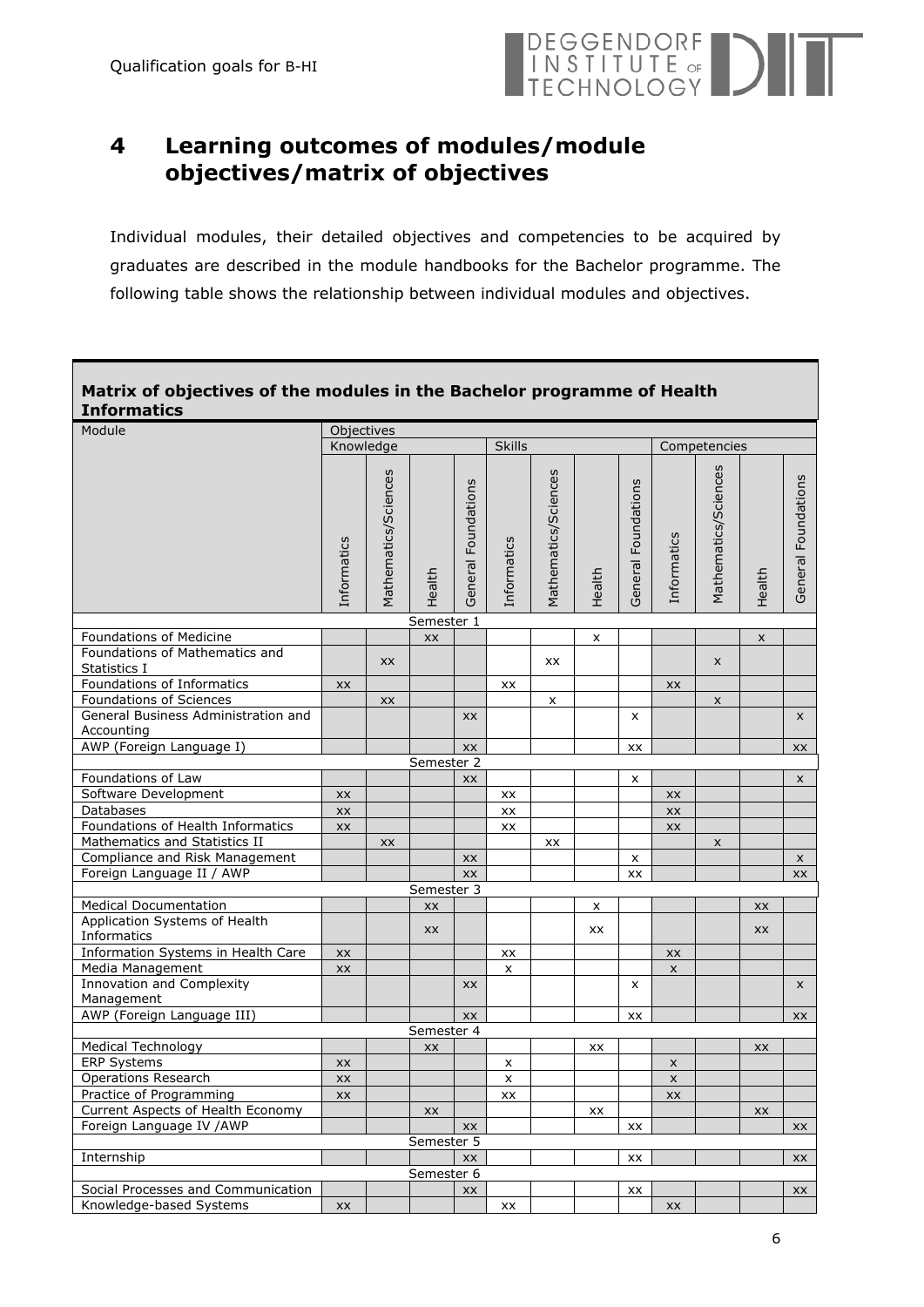# 4 Learning outcomes of modules/module objectives/matrix of objectives

Individual modules, their detailed objectives and competencies to be acquired by graduates are described in the module handbooks for the Bachelor programme. The following table shows the relationship between individual modules and objectives.

**Matrix of objectives of the modules in the Bachelor programme of Health Informatics**

| Module | Objectives | | | | | | | | | | | |
|---|---|---|---|---|---|---|---|---|---|---|---|---|
| | Knowledge | | | | Skills | | | | Competencies | | | |
| | Informatics | Mathematics/Sciences | Health | General Foundations | Informatics | Mathematics/Sciences | Health | General Foundations | Informatics | Mathematics/Sciences | Health | General Foundations |
| **Semester 1** | | | | | | | | | | | | |
| Foundations of Medicine | | | xx | | | | x | | | | x | |
| Foundations of Mathematics and Statistics I | | xx | | | | xx | | | | x | | |
| Foundations of Informatics | xx | | | | xx | | | | xx | | | |
| Foundations of Sciences | | xx | | | | x | | | | x | | |
| General Business Administration and Accounting | | | | xx | | | | x | | | | x |
| AWP (Foreign Language I) | | | | xx | | | | xx | | | | xx |
| **Semester 2** | | | | | | | | | | | | |
| Foundations of Law | | | | xx | | | | x | | | | x |
| Software Development | xx | | | | xx | | | | xx | | | |
| Databases | xx | | | | xx | | | | xx | | | |
| Foundations of Health Informatics | xx | | | | xx | | | | xx | | | |
| Mathematics and Statistics II | | xx | | | | xx | | | | x | | |
| Compliance and Risk Management | | | | xx | | | | x | | | | x |
| Foreign Language II / AWP | | | | xx | | | | xx | | | | xx |
| **Semester 3** | | | | | | | | | | | | |
| Medical Documentation | | | xx | | | | x | | | | xx | |
| Application Systems of Health Informatics | | | xx | | | | xx | | | | xx | |
| Information Systems in Health Care | xx | | | | xx | | | | xx | | | |
| Media Management | xx | | | | x | | | | x | | | |
| Innovation and Complexity Management | | | | xx | | | | x | | | | x |
| AWP (Foreign Language III) | | | | xx | | | | xx | | | | xx |
| **Semester 4** | | | | | | | | | | | | |
| Medical Technology | | | xx | | | | xx | | | | xx | |
| ERP Systems | xx | | | | x | | | | x | | | |
| Operations Research | xx | | | | x | | | | x | | | |
| Practice of Programming | xx | | | | xx | | | | xx | | | |
| Current Aspects of Health Economy | | | xx | | | | xx | | | | xx | |
| Foreign Language IV /AWP | | | | xx | | | | xx | | | | xx |
| **Semester 5** | | | | | | | | | | | | |
| Internship | | | | xx | | | | xx | | | | xx |
| **Semester 6** | | | | | | | | | | | | |
| Social Processes and Communication | | | | xx | | | | xx | | | | xx |
| Knowledge-based Systems | xx | | | | xx | | | | xx | | | |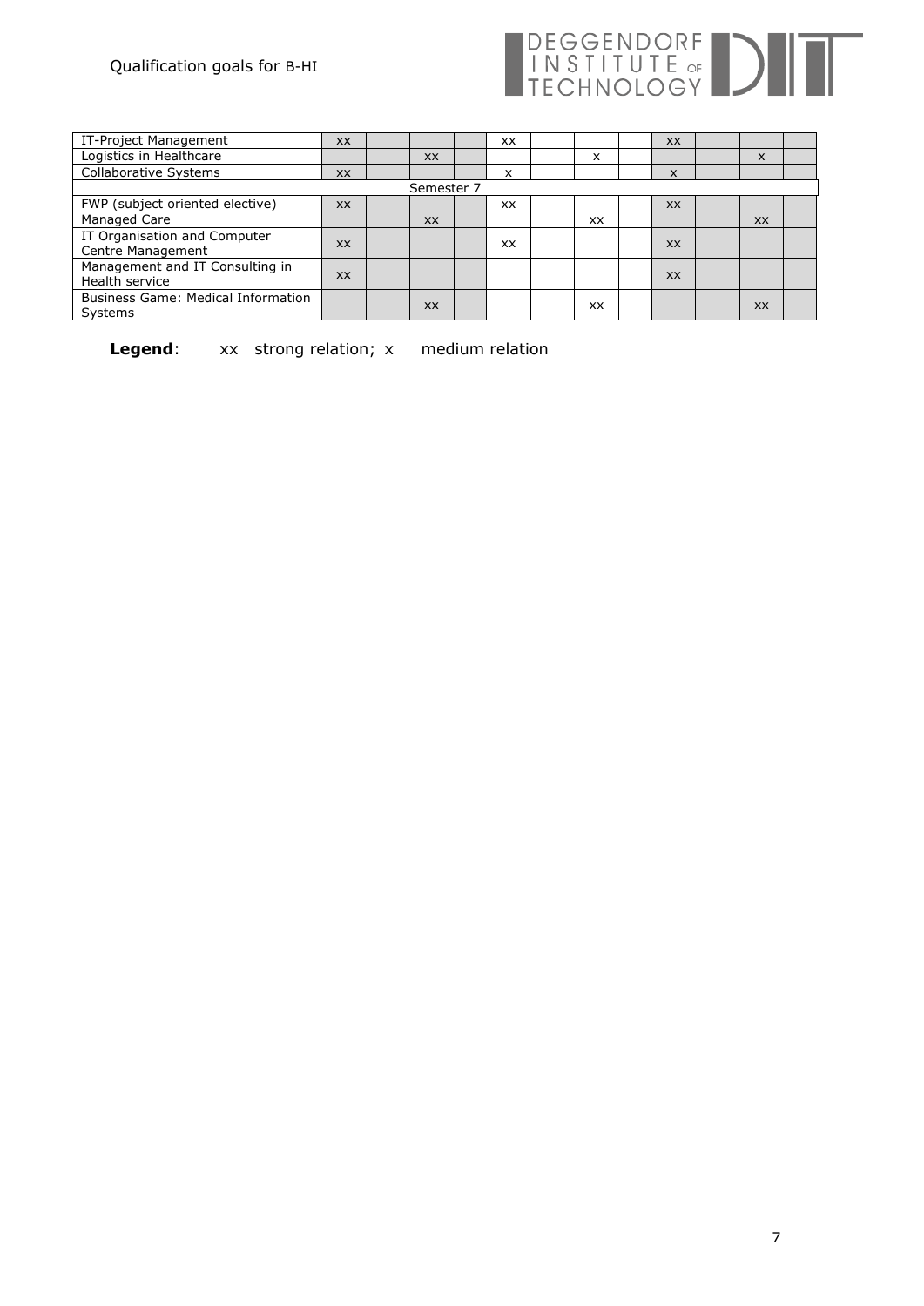| | | | | | | | | | | | | |
|---|---|---|---|---|---|---|---|---|---|---|---|---|
| IT-Project Management | xx | | | | xx | | | | xx | | | |
| Logistics in Healthcare | | | xx | | | | x | | | | x | |
| Collaborative Systems | xx | | | | x | | | | x | | | |
| Semester 7 | | | | | | | | | | | | |
| FWP (subject oriented elective) | xx | | | | xx | | | | xx | | | |
| Managed Care | | | xx | | | | xx | | | | xx | |
| IT Organisation and Computer Centre Management | xx | | | | xx | | | | xx | | | |
| Management and IT Consulting in Health service | xx | | | | | | | | xx | | | |
| Business Game: Medical Information Systems | | | xx | | | | xx | | | | xx | |

**Legend**: xx strong relation; x medium relation